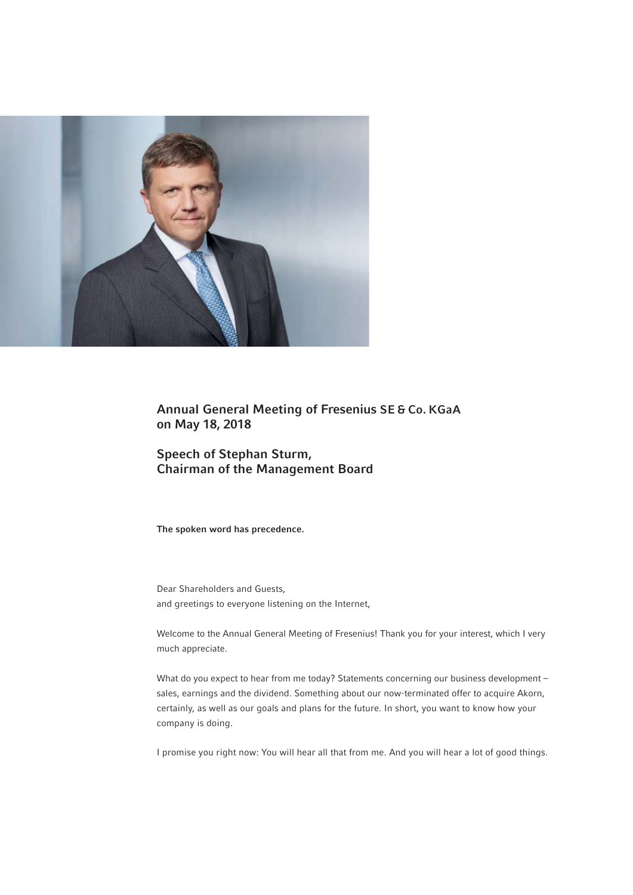# Annual General Meeting of Fresenius SE & Co. KGaA on May 18, 2018

## Speech of Stephan Sturm, Chairman of the Management Board

**The spoken word has precedence.**

Dear Shareholders and Guests,
and greetings to everyone listening on the Internet,

Welcome to the Annual General Meeting of Fresenius! Thank you for your interest, which I very much appreciate.

What do you expect to hear from me today? Statements concerning our business development – sales, earnings and the dividend. Something about our now-terminated offer to acquire Akorn, certainly, as well as our goals and plans for the future. In short, you want to know how your company is doing.

I promise you right now: You will hear all that from me. And you will hear a lot of good things.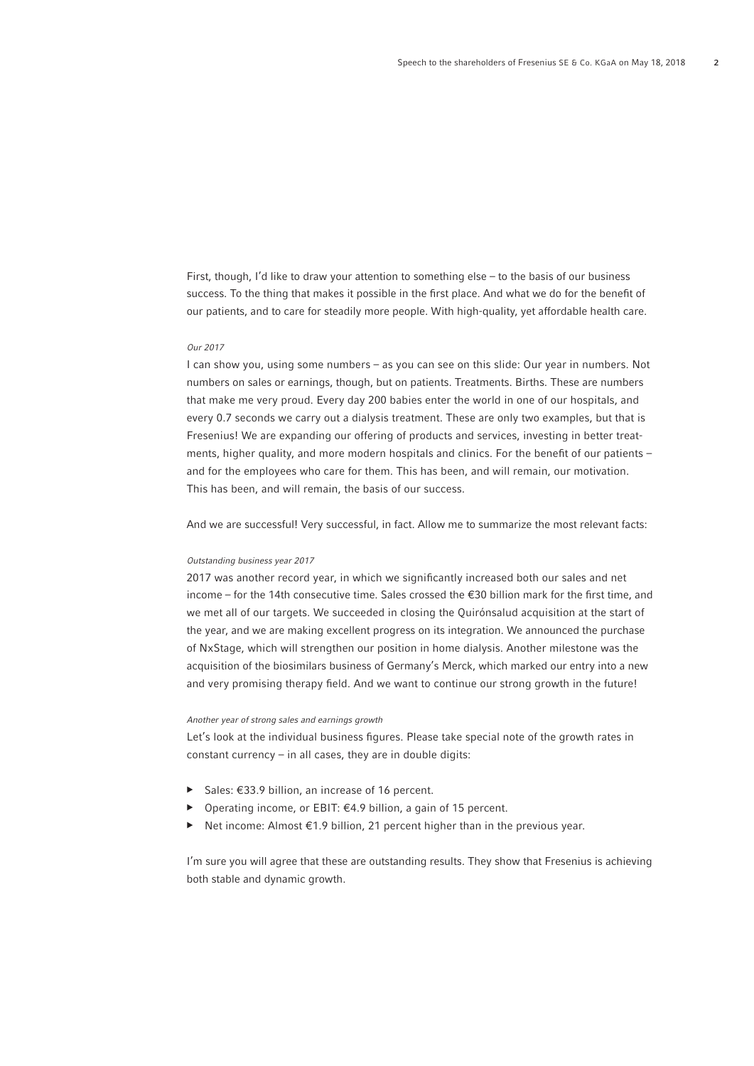First, though, I'd like to draw your attention to something else – to the basis of our business success. To the thing that makes it possible in the first place. And what we do for the benefit of our patients, and to care for steadily more people. With high-quality, yet affordable health care.

*Our 2017*

I can show you, using some numbers – as you can see on this slide: Our year in numbers. Not numbers on sales or earnings, though, but on patients. Treatments. Births. These are numbers that make me very proud. Every day 200 babies enter the world in one of our hospitals, and every 0.7 seconds we carry out a dialysis treatment. These are only two examples, but that is Fresenius! We are expanding our offering of products and services, investing in better treatments, higher quality, and more modern hospitals and clinics. For the benefit of our patients – and for the employees who care for them. This has been, and will remain, our motivation. This has been, and will remain, the basis of our success.

And we are successful! Very successful, in fact. Allow me to summarize the most relevant facts:

*Outstanding business year 2017*

2017 was another record year, in which we significantly increased both our sales and net income – for the 14th consecutive time. Sales crossed the €30 billion mark for the first time, and we met all of our targets. We succeeded in closing the Quirónsalud acquisition at the start of the year, and we are making excellent progress on its integration. We announced the purchase of NxStage, which will strengthen our position in home dialysis. Another milestone was the acquisition of the biosimilars business of Germany's Merck, which marked our entry into a new and very promising therapy field. And we want to continue our strong growth in the future!

*Another year of strong sales and earnings growth*

Let's look at the individual business figures. Please take special note of the growth rates in constant currency – in all cases, they are in double digits:

- Sales: €33.9 billion, an increase of 16 percent.
- Operating income, or EBIT: €4.9 billion, a gain of 15 percent.
- Net income: Almost €1.9 billion, 21 percent higher than in the previous year.

I'm sure you will agree that these are outstanding results. They show that Fresenius is achieving both stable and dynamic growth.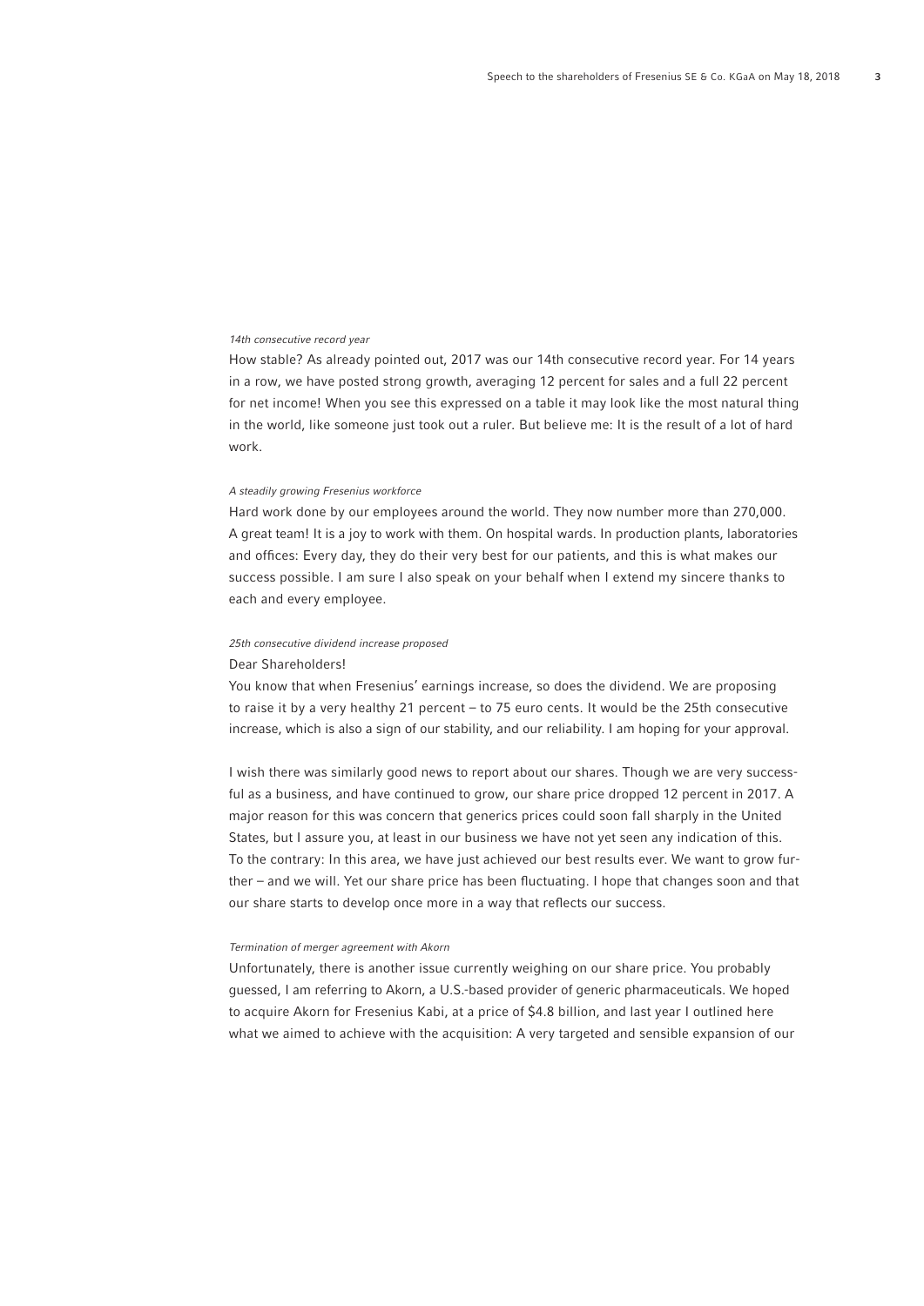*14th consecutive record year*

How stable? As already pointed out, 2017 was our 14th consecutive record year. For 14 years in a row, we have posted strong growth, averaging 12 percent for sales and a full 22 percent for net income! When you see this expressed on a table it may look like the most natural thing in the world, like someone just took out a ruler. But believe me: It is the result of a lot of hard work.

*A steadily growing Fresenius workforce*

Hard work done by our employees around the world. They now number more than 270,000. A great team! It is a joy to work with them. On hospital wards. In production plants, laboratories and offices: Every day, they do their very best for our patients, and this is what makes our success possible. I am sure I also speak on your behalf when I extend my sincere thanks to each and every employee.

*25th consecutive dividend increase proposed*

Dear Shareholders!

You know that when Fresenius' earnings increase, so does the dividend. We are proposing to raise it by a very healthy 21 percent – to 75 euro cents. It would be the 25th consecutive increase, which is also a sign of our stability, and our reliability. I am hoping for your approval.

I wish there was similarly good news to report about our shares. Though we are very successful as a business, and have continued to grow, our share price dropped 12 percent in 2017. A major reason for this was concern that generics prices could soon fall sharply in the United States, but I assure you, at least in our business we have not yet seen any indication of this. To the contrary: In this area, we have just achieved our best results ever. We want to grow further – and we will. Yet our share price has been fluctuating. I hope that changes soon and that our share starts to develop once more in a way that reflects our success.

*Termination of merger agreement with Akorn*

Unfortunately, there is another issue currently weighing on our share price. You probably guessed, I am referring to Akorn, a U.S.-based provider of generic pharmaceuticals. We hoped to acquire Akorn for Fresenius Kabi, at a price of $4.8 billion, and last year I outlined here what we aimed to achieve with the acquisition: A very targeted and sensible expansion of our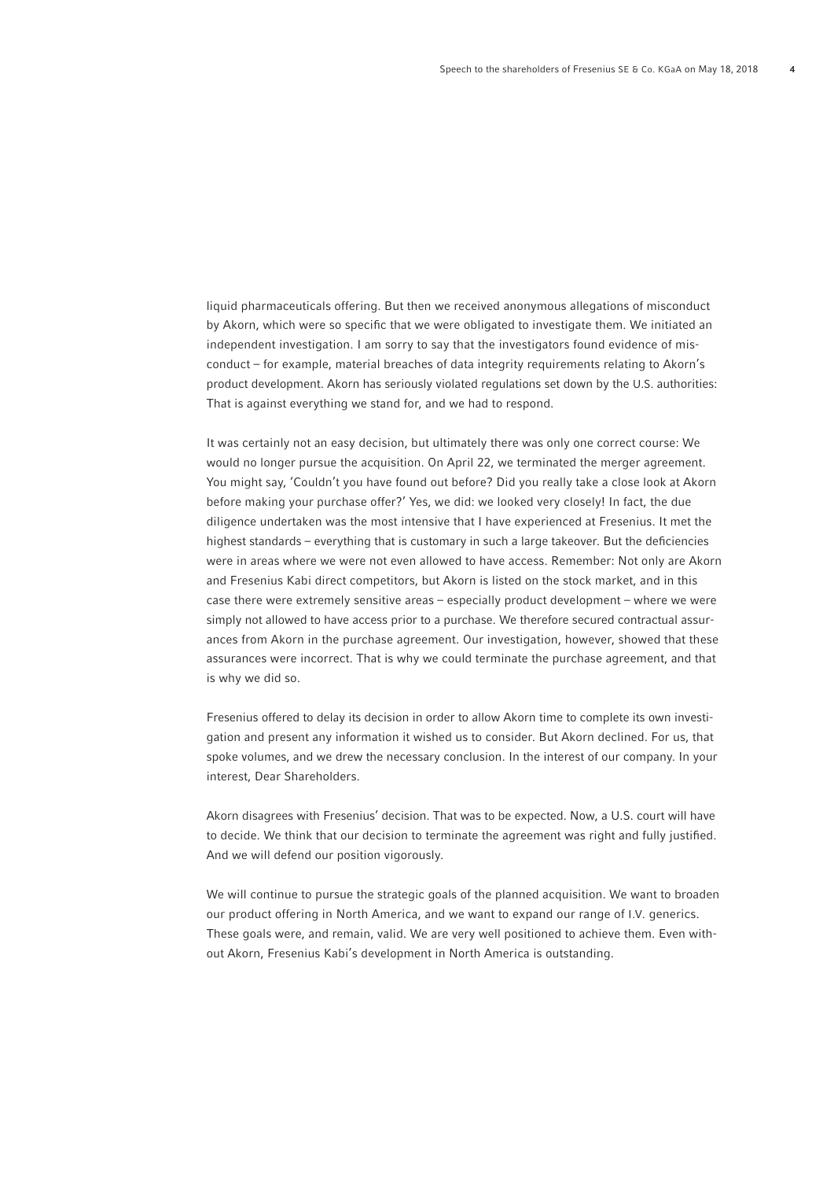liquid pharmaceuticals offering. But then we received anonymous allegations of misconduct by Akorn, which were so specific that we were obligated to investigate them. We initiated an independent investigation. I am sorry to say that the investigators found evidence of misconduct – for example, material breaches of data integrity requirements relating to Akorn's product development. Akorn has seriously violated regulations set down by the U.S. authorities: That is against everything we stand for, and we had to respond.

It was certainly not an easy decision, but ultimately there was only one correct course: We would no longer pursue the acquisition. On April 22, we terminated the merger agreement. You might say, 'Couldn't you have found out before? Did you really take a close look at Akorn before making your purchase offer?' Yes, we did: we looked very closely! In fact, the due diligence undertaken was the most intensive that I have experienced at Fresenius. It met the highest standards – everything that is customary in such a large takeover. But the deficiencies were in areas where we were not even allowed to have access. Remember: Not only are Akorn and Fresenius Kabi direct competitors, but Akorn is listed on the stock market, and in this case there were extremely sensitive areas – especially product development – where we were simply not allowed to have access prior to a purchase. We therefore secured contractual assurances from Akorn in the purchase agreement. Our investigation, however, showed that these assurances were incorrect. That is why we could terminate the purchase agreement, and that is why we did so.

Fresenius offered to delay its decision in order to allow Akorn time to complete its own investigation and present any information it wished us to consider. But Akorn declined. For us, that spoke volumes, and we drew the necessary conclusion. In the interest of our company. In your interest, Dear Shareholders.

Akorn disagrees with Fresenius' decision. That was to be expected. Now, a U.S. court will have to decide. We think that our decision to terminate the agreement was right and fully justified. And we will defend our position vigorously.

We will continue to pursue the strategic goals of the planned acquisition. We want to broaden our product offering in North America, and we want to expand our range of I.V. generics. These goals were, and remain, valid. We are very well positioned to achieve them. Even without Akorn, Fresenius Kabi's development in North America is outstanding.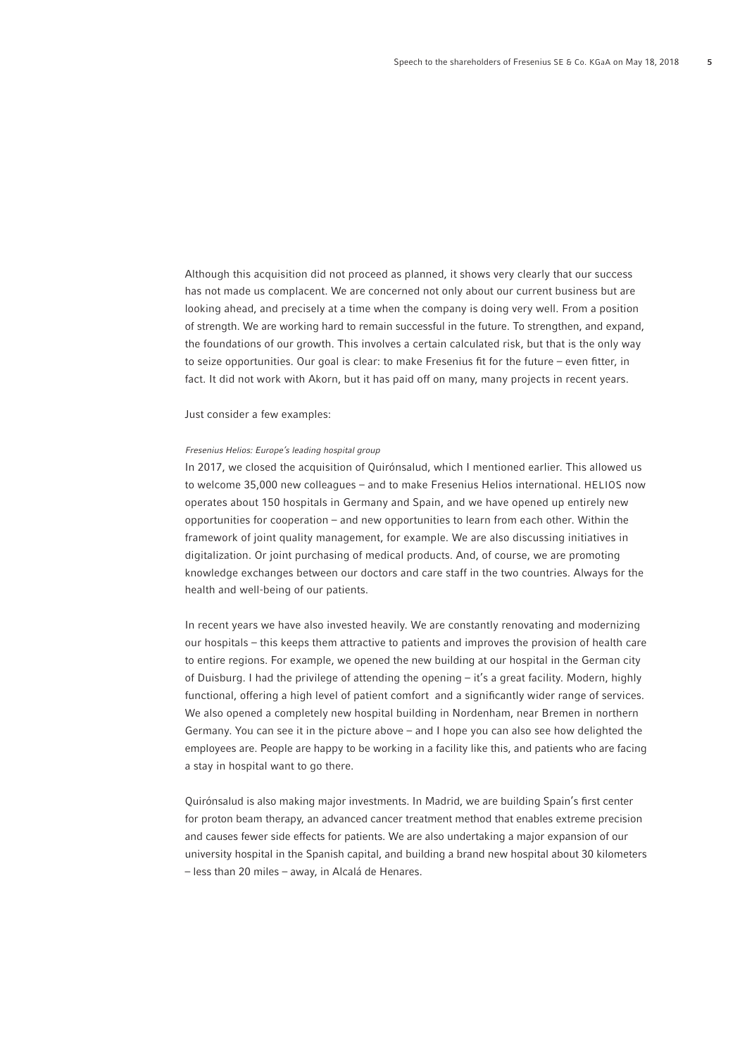Although this acquisition did not proceed as planned, it shows very clearly that our success has not made us complacent. We are concerned not only about our current business but are looking ahead, and precisely at a time when the company is doing very well. From a position of strength. We are working hard to remain successful in the future. To strengthen, and expand, the foundations of our growth. This involves a certain calculated risk, but that is the only way to seize opportunities. Our goal is clear: to make Fresenius fit for the future – even fitter, in fact. It did not work with Akorn, but it has paid off on many, many projects in recent years.

Just consider a few examples:

*Fresenius Helios: Europe's leading hospital group*

In 2017, we closed the acquisition of Quirónsalud, which I mentioned earlier. This allowed us to welcome 35,000 new colleagues – and to make Fresenius Helios international. HELIOS now operates about 150 hospitals in Germany and Spain, and we have opened up entirely new opportunities for cooperation – and new opportunities to learn from each other. Within the framework of joint quality management, for example. We are also discussing initiatives in digitalization. Or joint purchasing of medical products. And, of course, we are promoting knowledge exchanges between our doctors and care staff in the two countries. Always for the health and well-being of our patients.

In recent years we have also invested heavily. We are constantly renovating and modernizing our hospitals – this keeps them attractive to patients and improves the provision of health care to entire regions. For example, we opened the new building at our hospital in the German city of Duisburg. I had the privilege of attending the opening – it's a great facility. Modern, highly functional, offering a high level of patient comfort and a significantly wider range of services. We also opened a completely new hospital building in Nordenham, near Bremen in northern Germany. You can see it in the picture above – and I hope you can also see how delighted the employees are. People are happy to be working in a facility like this, and patients who are facing a stay in hospital want to go there.

Quirónsalud is also making major investments. In Madrid, we are building Spain's first center for proton beam therapy, an advanced cancer treatment method that enables extreme precision and causes fewer side effects for patients. We are also undertaking a major expansion of our university hospital in the Spanish capital, and building a brand new hospital about 30 kilometers – less than 20 miles – away, in Alcalá de Henares.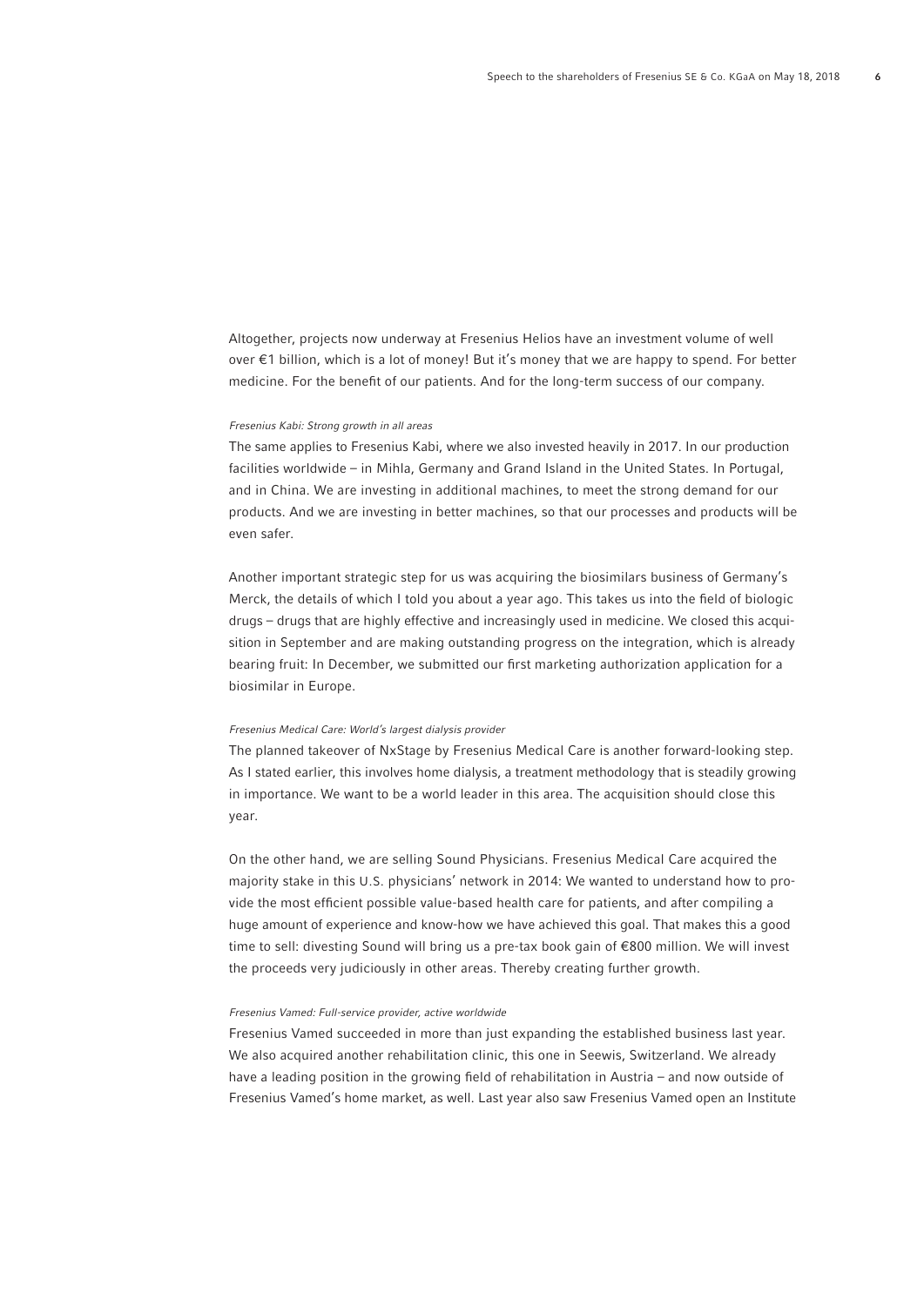Altogether, projects now underway at Fresenius Helios have an investment volume of well over €1 billion, which is a lot of money! But it's money that we are happy to spend. For better medicine. For the benefit of our patients. And for the long-term success of our company.

*Fresenius Kabi: Strong growth in all areas*

The same applies to Fresenius Kabi, where we also invested heavily in 2017. In our production facilities worldwide – in Mihla, Germany and Grand Island in the United States. In Portugal, and in China. We are investing in additional machines, to meet the strong demand for our products. And we are investing in better machines, so that our processes and products will be even safer.

Another important strategic step for us was acquiring the biosimilars business of Germany's Merck, the details of which I told you about a year ago. This takes us into the field of biologic drugs – drugs that are highly effective and increasingly used in medicine. We closed this acquisition in September and are making outstanding progress on the integration, which is already bearing fruit: In December, we submitted our first marketing authorization application for a biosimilar in Europe.

*Fresenius Medical Care: World's largest dialysis provider*

The planned takeover of NxStage by Fresenius Medical Care is another forward-looking step. As I stated earlier, this involves home dialysis, a treatment methodology that is steadily growing in importance. We want to be a world leader in this area. The acquisition should close this year.

On the other hand, we are selling Sound Physicians. Fresenius Medical Care acquired the majority stake in this U.S. physicians' network in 2014: We wanted to understand how to provide the most efficient possible value-based health care for patients, and after compiling a huge amount of experience and know-how we have achieved this goal. That makes this a good time to sell: divesting Sound will bring us a pre-tax book gain of €800 million. We will invest the proceeds very judiciously in other areas. Thereby creating further growth.

*Fresenius Vamed: Full-service provider, active worldwide*

Fresenius Vamed succeeded in more than just expanding the established business last year. We also acquired another rehabilitation clinic, this one in Seewis, Switzerland. We already have a leading position in the growing field of rehabilitation in Austria – and now outside of Fresenius Vamed's home market, as well. Last year also saw Fresenius Vamed open an Institute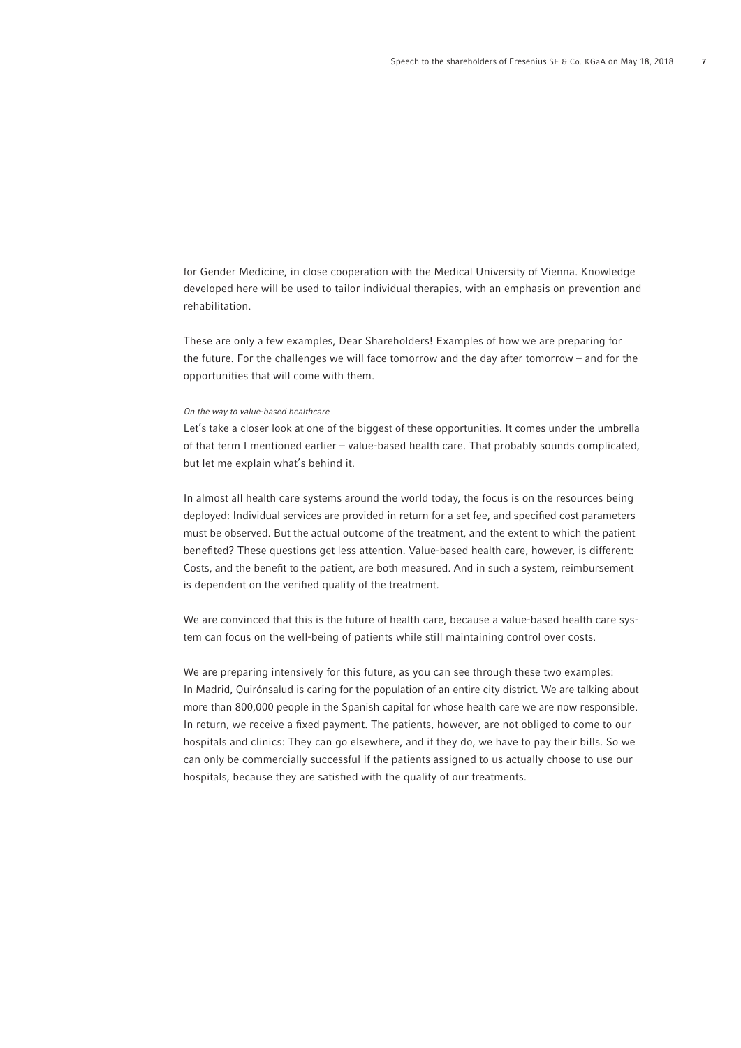for Gender Medicine, in close cooperation with the Medical University of Vienna. Knowledge developed here will be used to tailor individual therapies, with an emphasis on prevention and rehabilitation.

These are only a few examples, Dear Shareholders! Examples of how we are preparing for the future. For the challenges we will face tomorrow and the day after tomorrow – and for the opportunities that will come with them.

*On the way to value-based healthcare*

Let's take a closer look at one of the biggest of these opportunities. It comes under the umbrella of that term I mentioned earlier – value-based health care. That probably sounds complicated, but let me explain what's behind it.

In almost all health care systems around the world today, the focus is on the resources being deployed: Individual services are provided in return for a set fee, and specified cost parameters must be observed. But the actual outcome of the treatment, and the extent to which the patient benefited? These questions get less attention. Value-based health care, however, is different: Costs, and the benefit to the patient, are both measured. And in such a system, reimbursement is dependent on the verified quality of the treatment.

We are convinced that this is the future of health care, because a value-based health care system can focus on the well-being of patients while still maintaining control over costs.

We are preparing intensively for this future, as you can see through these two examples: In Madrid, Quirónsalud is caring for the population of an entire city district. We are talking about more than 800,000 people in the Spanish capital for whose health care we are now responsible. In return, we receive a fixed payment. The patients, however, are not obliged to come to our hospitals and clinics: They can go elsewhere, and if they do, we have to pay their bills. So we can only be commercially successful if the patients assigned to us actually choose to use our hospitals, because they are satisfied with the quality of our treatments.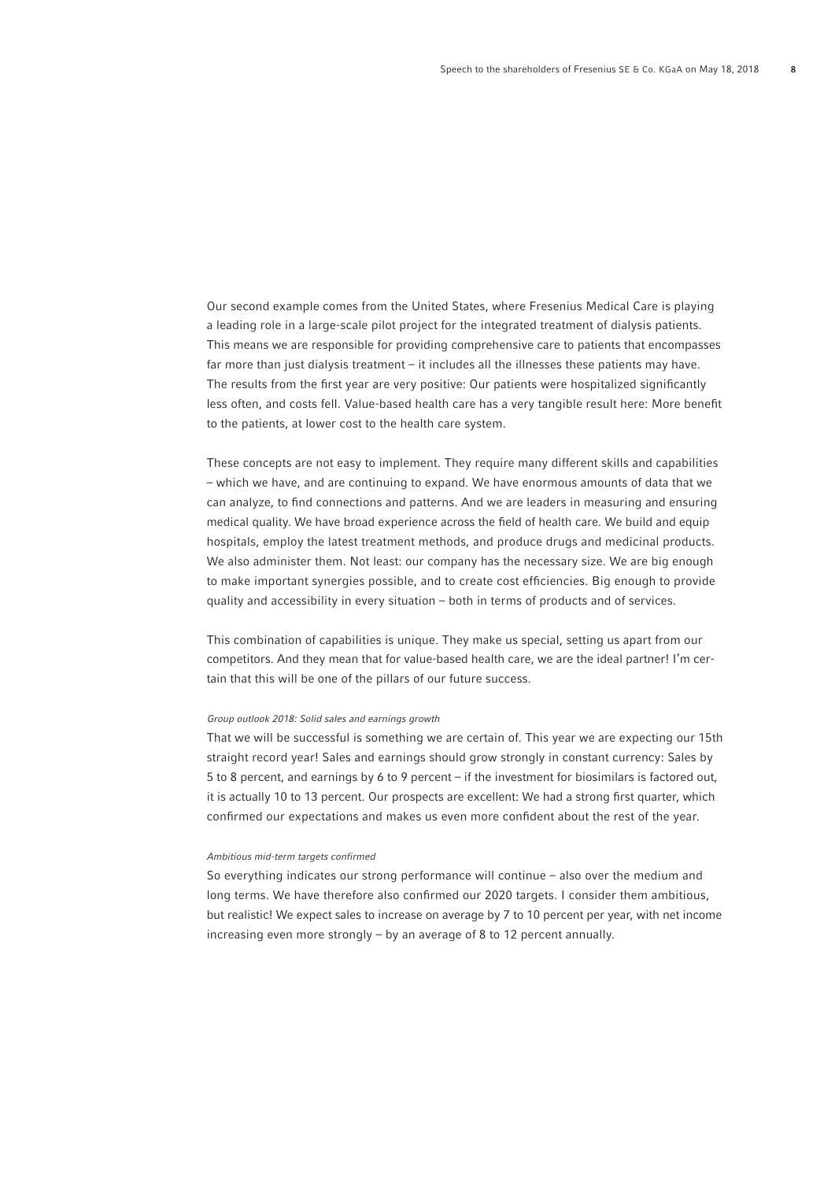Our second example comes from the United States, where Fresenius Medical Care is playing a leading role in a large-scale pilot project for the integrated treatment of dialysis patients. This means we are responsible for providing comprehensive care to patients that encompasses far more than just dialysis treatment – it includes all the illnesses these patients may have. The results from the first year are very positive: Our patients were hospitalized significantly less often, and costs fell. Value-based health care has a very tangible result here: More benefit to the patients, at lower cost to the health care system.

These concepts are not easy to implement. They require many different skills and capabilities – which we have, and are continuing to expand. We have enormous amounts of data that we can analyze, to find connections and patterns. And we are leaders in measuring and ensuring medical quality. We have broad experience across the field of health care. We build and equip hospitals, employ the latest treatment methods, and produce drugs and medicinal products. We also administer them. Not least: our company has the necessary size. We are big enough to make important synergies possible, and to create cost efficiencies. Big enough to provide quality and accessibility in every situation – both in terms of products and of services.

This combination of capabilities is unique. They make us special, setting us apart from our competitors. And they mean that for value-based health care, we are the ideal partner! I'm certain that this will be one of the pillars of our future success.

*Group outlook 2018: Solid sales and earnings growth*

That we will be successful is something we are certain of. This year we are expecting our 15th straight record year! Sales and earnings should grow strongly in constant currency: Sales by 5 to 8 percent, and earnings by 6 to 9 percent – if the investment for biosimilars is factored out, it is actually 10 to 13 percent. Our prospects are excellent: We had a strong first quarter, which confirmed our expectations and makes us even more confident about the rest of the year.

*Ambitious mid-term targets confirmed*

So everything indicates our strong performance will continue – also over the medium and long terms. We have therefore also confirmed our 2020 targets. I consider them ambitious, but realistic! We expect sales to increase on average by 7 to 10 percent per year, with net income increasing even more strongly – by an average of 8 to 12 percent annually.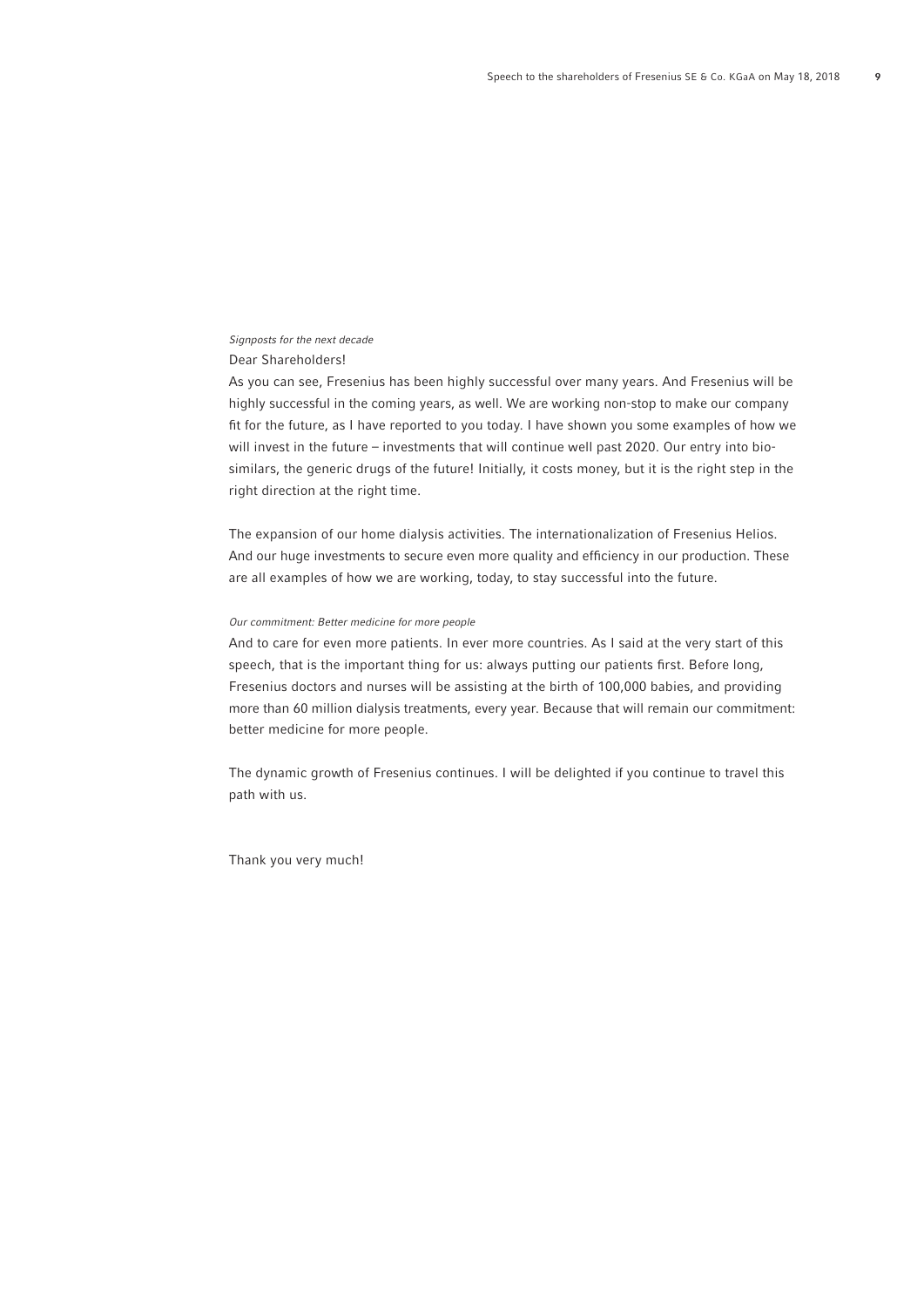*Signposts for the next decade*

Dear Shareholders!

As you can see, Fresenius has been highly successful over many years. And Fresenius will be highly successful in the coming years, as well. We are working non-stop to make our company fit for the future, as I have reported to you today. I have shown you some examples of how we will invest in the future – investments that will continue well past 2020. Our entry into biosimilars, the generic drugs of the future! Initially, it costs money, but it is the right step in the right direction at the right time.

The expansion of our home dialysis activities. The internationalization of Fresenius Helios. And our huge investments to secure even more quality and efficiency in our production. These are all examples of how we are working, today, to stay successful into the future.

*Our commitment: Better medicine for more people*

And to care for even more patients. In ever more countries. As I said at the very start of this speech, that is the important thing for us: always putting our patients first. Before long, Fresenius doctors and nurses will be assisting at the birth of 100,000 babies, and providing more than 60 million dialysis treatments, every year. Because that will remain our commitment: better medicine for more people.

The dynamic growth of Fresenius continues. I will be delighted if you continue to travel this path with us.

Thank you very much!